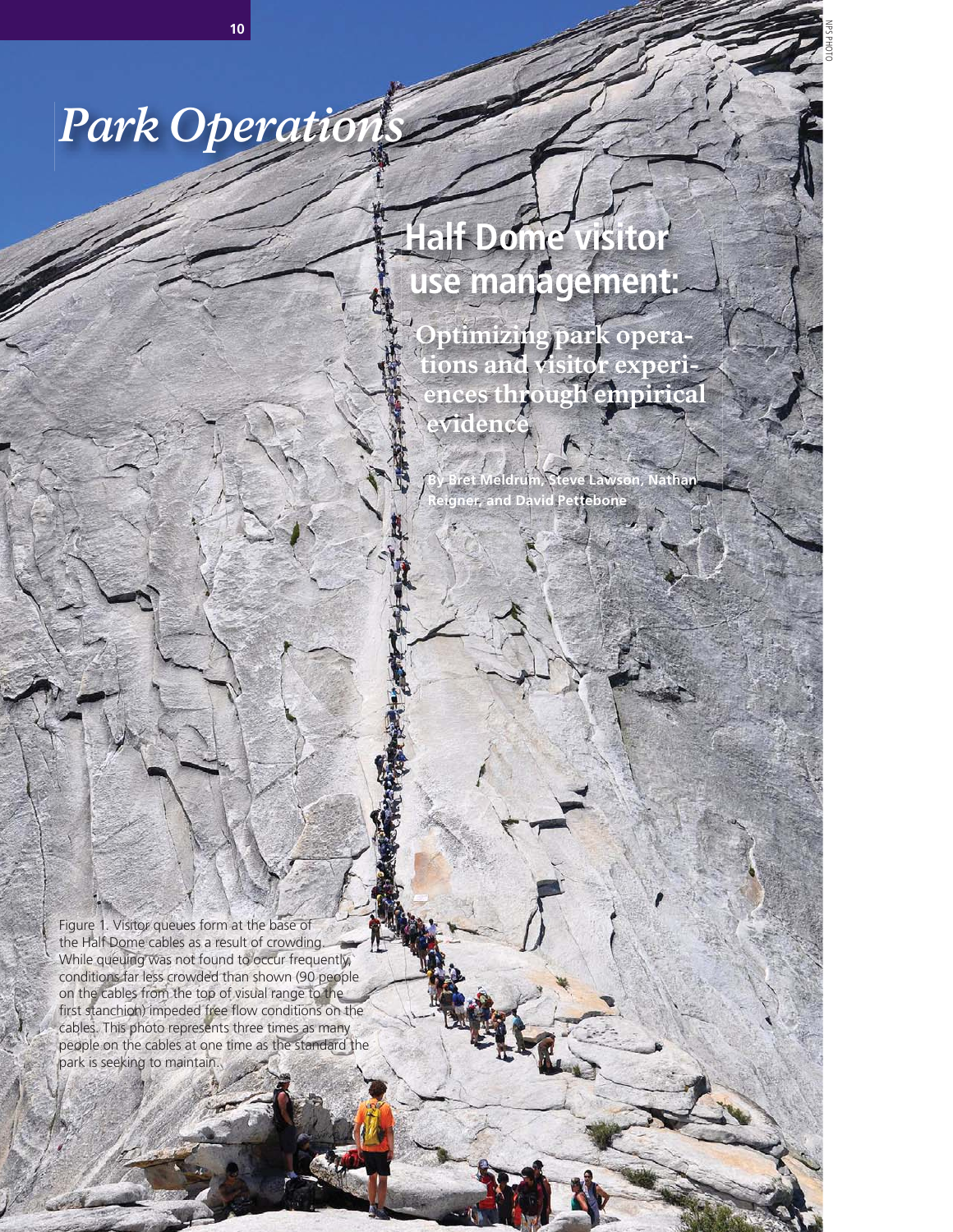# Park Operations

## Half Dome visitor use management:

### Optimizing park operations and visitor experiences through empirical evidence

By Bret Meldrum, Steve Lawson, Nathan Reigner, and David Pettebone

NPS PHOTO

Figure 1. Visitor queues form at the base of the Half Dome cables as a result of crowding. While queuing was not found to occur frequently, conditions far less crowded than shown (90 people on the cables from the top of visual range to the first stanchion) impeded free flow conditions on the cables. This photo represents three times as many people on the cables at one time as the standard the park is seeking to maintain.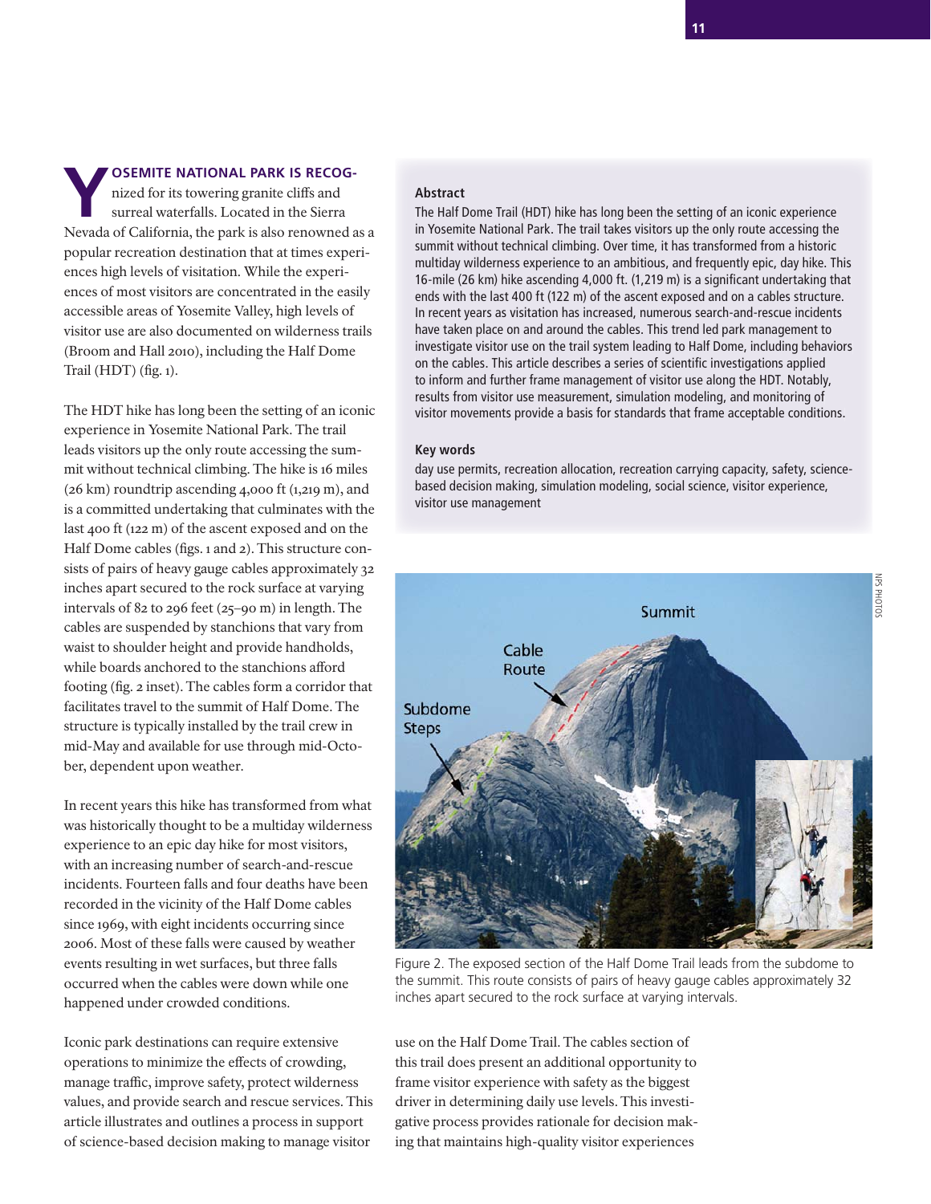**YOSEMITE NATIONAL PARK IS RECOG**nized for its towering granite cliffs and surreal waterfalls. Located in the Sierra Nevada of California, the park is also renowned as a popular recreation destination that at times experiences high levels of visitation. While the experiences of most visitors are concentrated in the easily accessible areas of Yosemite Valley, high levels of visitor use are also documented on wilderness trails (Broom and Hall 2010), including the Half Dome Trail (HDT) (fig. 1).

The HDT hike has long been the setting of an iconic experience in Yosemite National Park. The trail leads visitors up the only route accessing the summit without technical climbing. The hike is 16 miles (26 km) roundtrip ascending 4,000 ft (1,219 m), and is a committed undertaking that culminates with the last 400 ft (122 m) of the ascent exposed and on the Half Dome cables (figs. 1 and 2). This structure consists of pairs of heavy gauge cables approximately 32 inches apart secured to the rock surface at varying intervals of 82 to 296 feet (25–90 m) in length. The cables are suspended by stanchions that vary from waist to shoulder height and provide handholds, while boards anchored to the stanchions afford footing (fig. 2 inset). The cables form a corridor that facilitates travel to the summit of Half Dome. The structure is typically installed by the trail crew in mid-May and available for use through mid-October, dependent upon weather.

In recent years this hike has transformed from what was historically thought to be a multiday wilderness experience to an epic day hike for most visitors, with an increasing number of search-and-rescue incidents. Fourteen falls and four deaths have been recorded in the vicinity of the Half Dome cables since 1969, with eight incidents occurring since 2006. Most of these falls were caused by weather events resulting in wet surfaces, but three falls occurred when the cables were down while one happened under crowded conditions.

Iconic park destinations can require extensive operations to minimize the effects of crowding, manage traffic, improve safety, protect wilderness values, and provide search and rescue services. This article illustrates and outlines a process in support of science-based decision making to manage visitor use on the Half Dome Trail. The cables section of this trail does present an additional opportunity to frame visitor experience with safety as the biggest driver in determining daily use levels. This investigative process provides rationale for decision making that maintains high-quality visitor experiences

### Abstract

The Half Dome Trail (HDT) hike has long been the setting of an iconic experience in Yosemite National Park. The trail takes visitors up the only route accessing the summit without technical climbing. Over time, it has transformed from a historic multiday wilderness experience to an ambitious, and frequently epic, day hike. This 16-mile (26 km) hike ascending 4,000 ft. (1,219 m) is a significant undertaking that ends with the last 400 ft (122 m) of the ascent exposed and on a cables structure. In recent years as visitation has increased, numerous search-and-rescue incidents have taken place on and around the cables. This trend led park management to investigate visitor use on the trail system leading to Half Dome, including behaviors on the cables. This article describes a series of scientific investigations applied to inform and further frame management of visitor use along the HDT. Notably, results from visitor use measurement, simulation modeling, and monitoring of visitor movements provide a basis for standards that frame acceptable conditions.

### Key words

day use permits, recreation allocation, recreation carrying capacity, safety, science-based decision making, simulation modeling, social science, visitor experience, visitor use management

Figure 2. The exposed section of the Half Dome Trail leads from the subdome to the summit. This route consists of pairs of heavy gauge cables approximately 32 inches apart secured to the rock surface at varying intervals.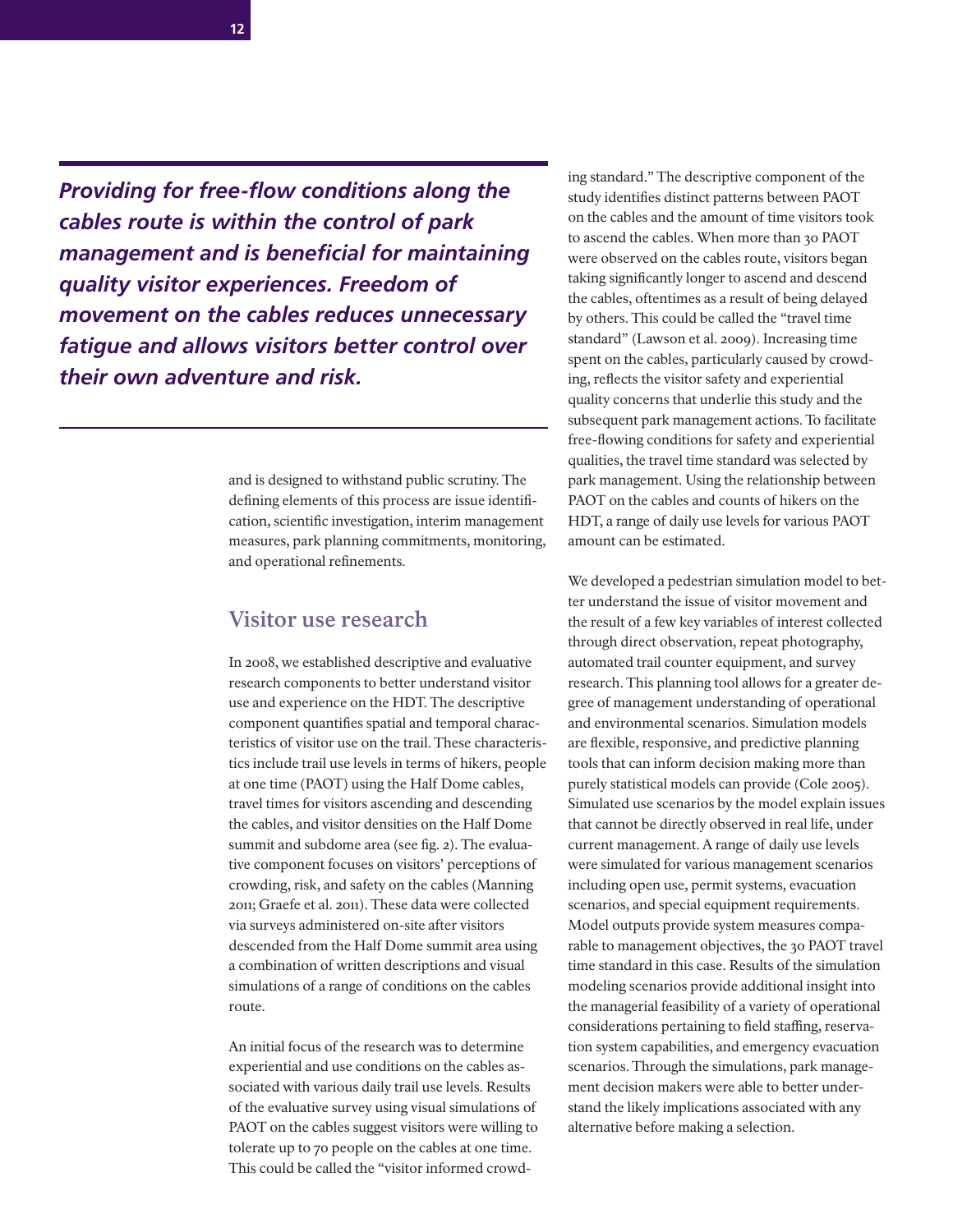***Providing for free-flow conditions along the cables route is within the control of park management and is beneficial for maintaining quality visitor experiences. Freedom of movement on the cables reduces unnecessary fatigue and allows visitors better control over their own adventure and risk.***

and is designed to withstand public scrutiny. The defining elements of this process are issue identification, scientific investigation, interim management measures, park planning commitments, monitoring, and operational refinements.

## Visitor use research

In 2008, we established descriptive and evaluative research components to better understand visitor use and experience on the HDT. The descriptive component quantifies spatial and temporal characteristics of visitor use on the trail. These characteristics include trail use levels in terms of hikers, people at one time (PAOT) using the Half Dome cables, travel times for visitors ascending and descending the cables, and visitor densities on the Half Dome summit and subdome area (see fig. 2). The evaluative component focuses on visitors' perceptions of crowding, risk, and safety on the cables (Manning 2011; Graefe et al. 2011). These data were collected via surveys administered on-site after visitors descended from the Half Dome summit area using a combination of written descriptions and visual simulations of a range of conditions on the cables route.

An initial focus of the research was to determine experiential and use conditions on the cables associated with various daily trail use levels. Results of the evaluative survey using visual simulations of PAOT on the cables suggest visitors were willing to tolerate up to 70 people on the cables at one time. This could be called the "visitor informed crowding standard." The descriptive component of the study identifies distinct patterns between PAOT on the cables and the amount of time visitors took to ascend the cables. When more than 30 PAOT were observed on the cables route, visitors began taking significantly longer to ascend and descend the cables, oftentimes as a result of being delayed by others. This could be called the "travel time standard" (Lawson et al. 2009). Increasing time spent on the cables, particularly caused by crowding, reflects the visitor safety and experiential quality concerns that underlie this study and the subsequent park management actions. To facilitate free-flowing conditions for safety and experiential qualities, the travel time standard was selected by park management. Using the relationship between PAOT on the cables and counts of hikers on the HDT, a range of daily use levels for various PAOT amount can be estimated.

We developed a pedestrian simulation model to better understand the issue of visitor movement and the result of a few key variables of interest collected through direct observation, repeat photography, automated trail counter equipment, and survey research. This planning tool allows for a greater degree of management understanding of operational and environmental scenarios. Simulation models are flexible, responsive, and predictive planning tools that can inform decision making more than purely statistical models can provide (Cole 2005). Simulated use scenarios by the model explain issues that cannot be directly observed in real life, under current management. A range of daily use levels were simulated for various management scenarios including open use, permit systems, evacuation scenarios, and special equipment requirements. Model outputs provide system measures comparable to management objectives, the 30 PAOT travel time standard in this case. Results of the simulation modeling scenarios provide additional insight into the managerial feasibility of a variety of operational considerations pertaining to field staffing, reservation system capabilities, and emergency evacuation scenarios. Through the simulations, park management decision makers were able to better understand the likely implications associated with any alternative before making a selection.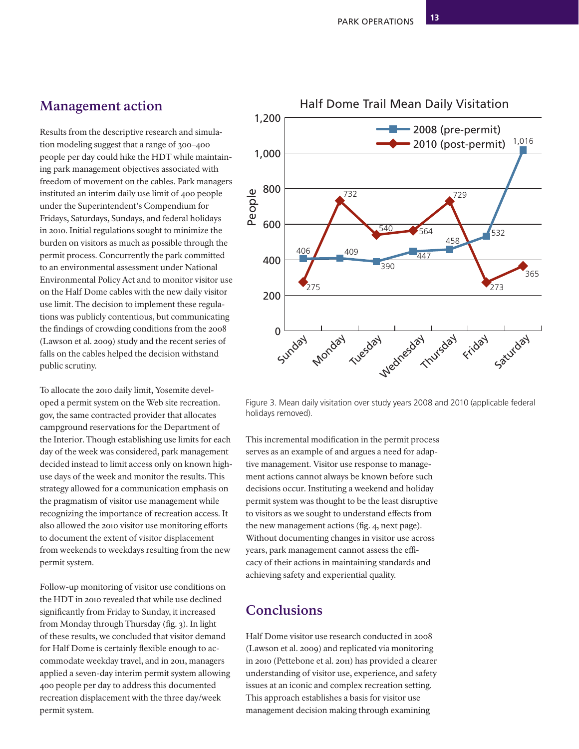## Management action

Results from the descriptive research and simulation modeling suggest that a range of 300–400 people per day could hike the HDT while maintaining park management objectives associated with freedom of movement on the cables. Park managers instituted an interim daily use limit of 400 people under the Superintendent's Compendium for Fridays, Saturdays, Sundays, and federal holidays in 2010. Initial regulations sought to minimize the burden on visitors as much as possible through the permit process. Concurrently the park committed to an environmental assessment under National Environmental Policy Act and to monitor visitor use on the Half Dome cables with the new daily visitor use limit. The decision to implement these regulations was publicly contentious, but communicating the findings of crowding conditions from the 2008 (Lawson et al. 2009) study and the recent series of falls on the cables helped the decision withstand public scrutiny.

To allocate the 2010 daily limit, Yosemite developed a permit system on the Web site recreation.gov, the same contracted provider that allocates campground reservations for the Department of the Interior. Though establishing use limits for each day of the week was considered, park management decided instead to limit access only on known high-use days of the week and monitor the results. This strategy allowed for a communication emphasis on the pragmatism of visitor use management while recognizing the importance of recreation access. It also allowed the 2010 visitor use monitoring efforts to document the extent of visitor displacement from weekends to weekdays resulting from the new permit system.

Follow-up monitoring of visitor use conditions on the HDT in 2010 revealed that while use declined significantly from Friday to Sunday, it increased from Monday through Thursday (fig. 3). In light of these results, we concluded that visitor demand for Half Dome is certainly flexible enough to accommodate weekday travel, and in 2011, managers applied a seven-day interim permit system allowing 400 people per day to address this documented recreation displacement with the three day/week permit system.

**Half Dome Trail Mean Daily Visitation**

| Day | 2008 (pre-permit) | 2010 (post-permit) |
|---|---|---|
| Sunday | 406 | 275 |
| Monday | 409 | 732 |
| Tuesday | 390 | 540 |
| Wednesday | 447 | 564 |
| Thursday | 458 | 729 |
| Friday | 532 | 273 |
| Saturday | 1,016 | 365 |

Figure 3. Mean daily visitation over study years 2008 and 2010 (applicable federal holidays removed).

This incremental modification in the permit process serves as an example of and argues a need for adaptive management. Visitor use response to management actions cannot always be known before such decisions occur. Instituting a weekend and holiday permit system was thought to be the least disruptive to visitors as we sought to understand effects from the new management actions (fig. 4, next page). Without documenting changes in visitor use across years, park management cannot assess the efficacy of their actions in maintaining standards and achieving safety and experiential quality.

## Conclusions

Half Dome visitor use research conducted in 2008 (Lawson et al. 2009) and replicated via monitoring in 2010 (Pettebone et al. 2011) has provided a clearer understanding of visitor use, experience, and safety issues at an iconic and complex recreation setting. This approach establishes a basis for visitor use management decision making through examining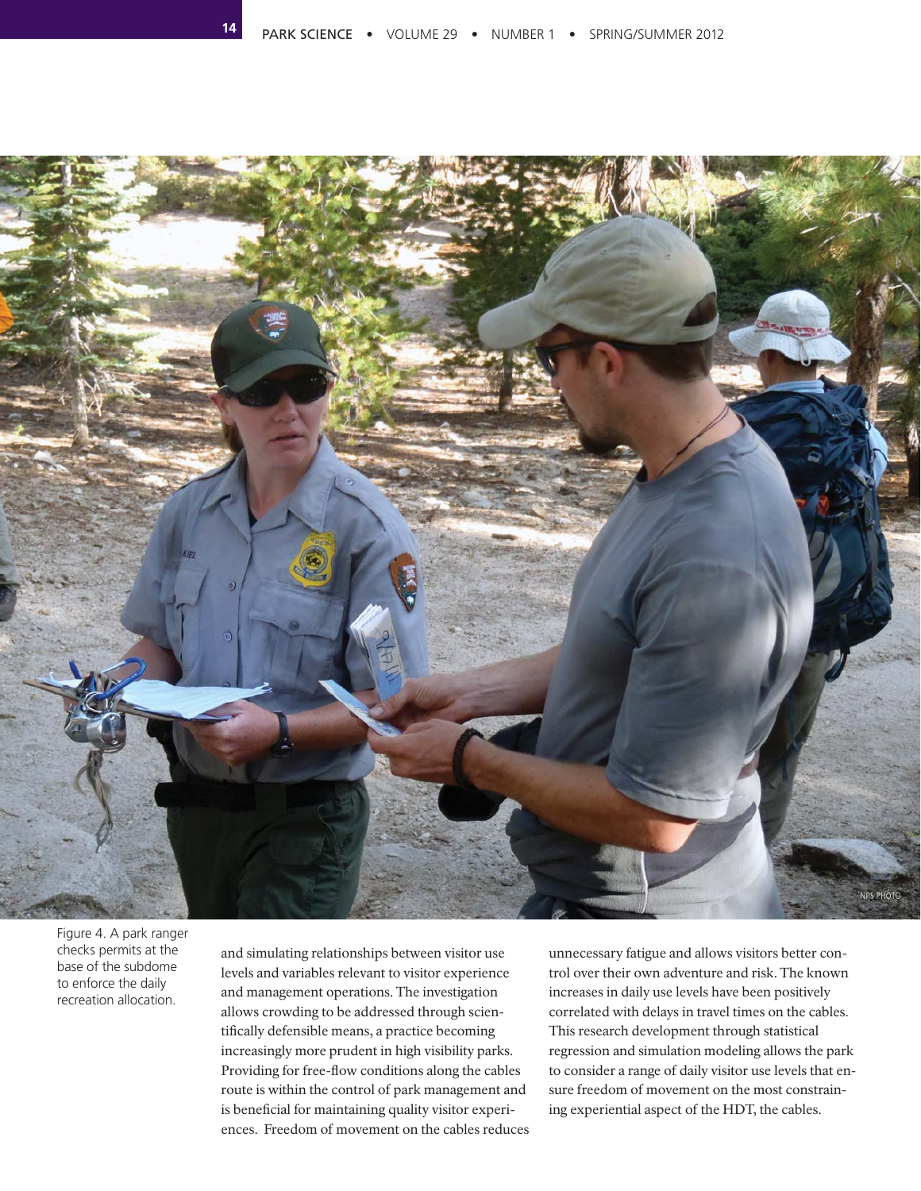Figure 4. A park ranger checks permits at the base of the subdome to enforce the daily recreation allocation.

and simulating relationships between visitor use levels and variables relevant to visitor experience and management operations. The investigation allows crowding to be addressed through scientifically defensible means, a practice becoming increasingly more prudent in high visibility parks. Providing for free-flow conditions along the cables route is within the control of park management and is beneficial for maintaining quality visitor experiences. Freedom of movement on the cables reduces unnecessary fatigue and allows visitors better control over their own adventure and risk. The known increases in daily use levels have been positively correlated with delays in travel times on the cables. This research development through statistical regression and simulation modeling allows the park to consider a range of daily visitor use levels that ensure freedom of movement on the most constraining experiential aspect of the HDT, the cables.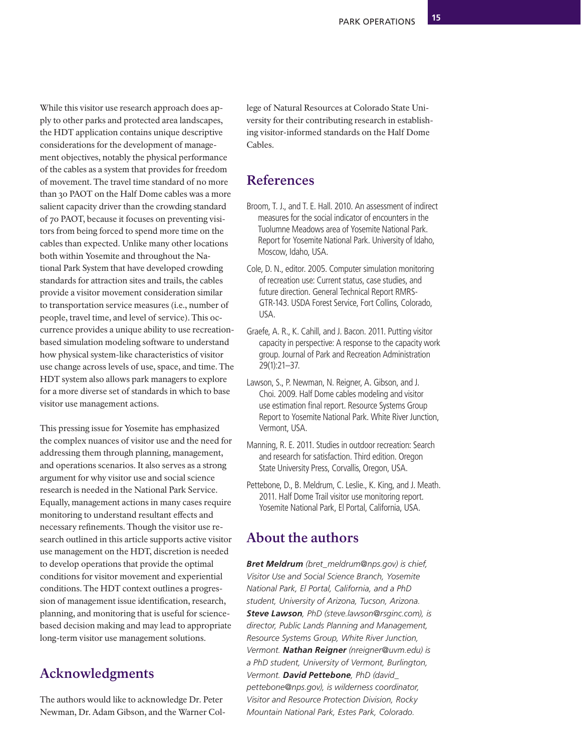While this visitor use research approach does apply to other parks and protected area landscapes, the HDT application contains unique descriptive considerations for the development of management objectives, notably the physical performance of the cables as a system that provides for freedom of movement. The travel time standard of no more than 30 PAOT on the Half Dome cables was a more salient capacity driver than the crowding standard of 70 PAOT, because it focuses on preventing visitors from being forced to spend more time on the cables than expected. Unlike many other locations both within Yosemite and throughout the National Park System that have developed crowding standards for attraction sites and trails, the cables provide a visitor movement consideration similar to transportation service measures (i.e., number of people, travel time, and level of service). This occurrence provides a unique ability to use recreation-based simulation modeling software to understand how physical system-like characteristics of visitor use change across levels of use, space, and time. The HDT system also allows park managers to explore for a more diverse set of standards in which to base visitor use management actions.

This pressing issue for Yosemite has emphasized the complex nuances of visitor use and the need for addressing them through planning, management, and operations scenarios. It also serves as a strong argument for why visitor use and social science research is needed in the National Park Service. Equally, management actions in many cases require monitoring to understand resultant effects and necessary refinements. Though the visitor use research outlined in this article supports active visitor use management on the HDT, discretion is needed to develop operations that provide the optimal conditions for visitor movement and experiential conditions. The HDT context outlines a progression of management issue identification, research, planning, and monitoring that is useful for science-based decision making and may lead to appropriate long-term visitor use management solutions.

## Acknowledgments

The authors would like to acknowledge Dr. Peter Newman, Dr. Adam Gibson, and the Warner College of Natural Resources at Colorado State University for their contributing research in establishing visitor-informed standards on the Half Dome Cables.

## References

Broom, T. J., and T. E. Hall. 2010. An assessment of indirect measures for the social indicator of encounters in the Tuolumne Meadows area of Yosemite National Park. Report for Yosemite National Park. University of Idaho, Moscow, Idaho, USA.

Cole, D. N., editor. 2005. Computer simulation monitoring of recreation use: Current status, case studies, and future direction. General Technical Report RMRS-GTR-143. USDA Forest Service, Fort Collins, Colorado, USA.

Graefe, A. R., K. Cahill, and J. Bacon. 2011. Putting visitor capacity in perspective: A response to the capacity work group. Journal of Park and Recreation Administration 29(1):21–37.

Lawson, S., P. Newman, N. Reigner, A. Gibson, and J. Choi. 2009. Half Dome cables modeling and visitor use estimation final report. Resource Systems Group Report to Yosemite National Park. White River Junction, Vermont, USA.

Manning, R. E. 2011. Studies in outdoor recreation: Search and research for satisfaction. Third edition. Oregon State University Press, Corvallis, Oregon, USA.

Pettebone, D., B. Meldrum, C. Leslie., K. King, and J. Meath. 2011. Half Dome Trail visitor use monitoring report. Yosemite National Park, El Portal, California, USA.

## About the authors

***Bret Meldrum*** *(bret_meldrum@nps.gov) is chief, Visitor Use and Social Science Branch, Yosemite National Park, El Portal, California, and a PhD student, University of Arizona, Tucson, Arizona.* ***Steve Lawson****, PhD (steve.lawson@rsginc.com), is director, Public Lands Planning and Management, Resource Systems Group, White River Junction, Vermont.* ***Nathan Reigner*** *(nreigner@uvm.edu) is a PhD student, University of Vermont, Burlington, Vermont.* ***David Pettebone****, PhD (david_pettebone@nps.gov), is wilderness coordinator, Visitor and Resource Protection Division, Rocky Mountain National Park, Estes Park, Colorado.*